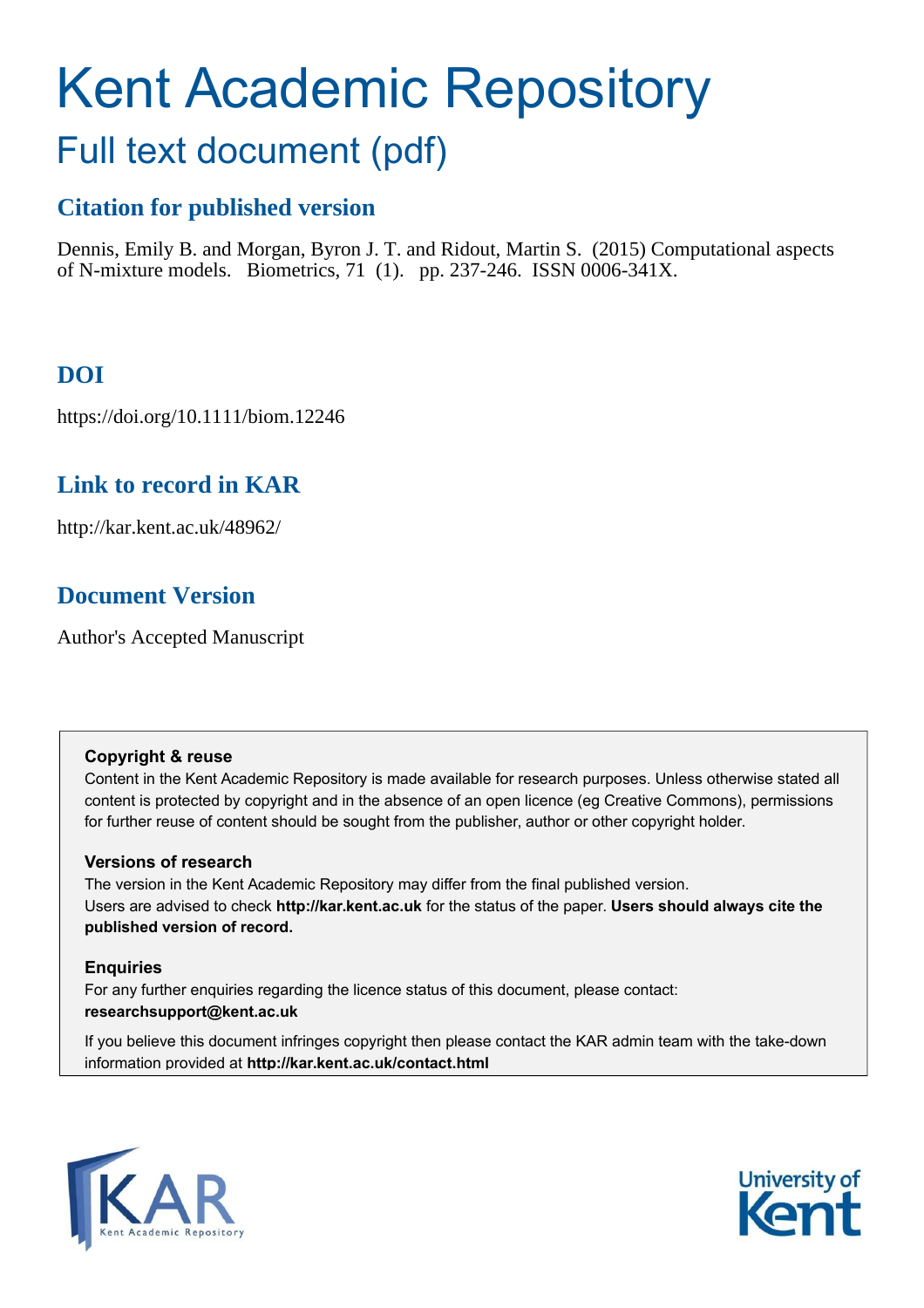# Kent Academic Repository

## Full text document (pdf)

### Citation for published version

Dennis, Emily B. and Morgan, Byron J. T. and Ridout, Martin S. (2015) Computational aspects of N-mixture models. Biometrics, 71 (1). pp. 237-246. ISSN 0006-341X.

### DOI

https://doi.org/10.1111/biom.12246

### Link to record in KAR

http://kar.kent.ac.uk/48962/

### Document Version

Author's Accepted Manuscript

**Copyright & reuse**

Content in the Kent Academic Repository is made available for research purposes. Unless otherwise stated all content is protected by copyright and in the absence of an open licence (eg Creative Commons), permissions for further reuse of content should be sought from the publisher, author or other copyright holder.

**Versions of research**

The version in the Kent Academic Repository may differ from the final published version.
Users are advised to check **http://kar.kent.ac.uk** for the status of the paper. **Users should always cite the published version of record.**

**Enquiries**

For any further enquiries regarding the licence status of this document, please contact:
**researchsupport@kent.ac.uk**

If you believe this document infringes copyright then please contact the KAR admin team with the take-down information provided at **http://kar.kent.ac.uk/contact.html**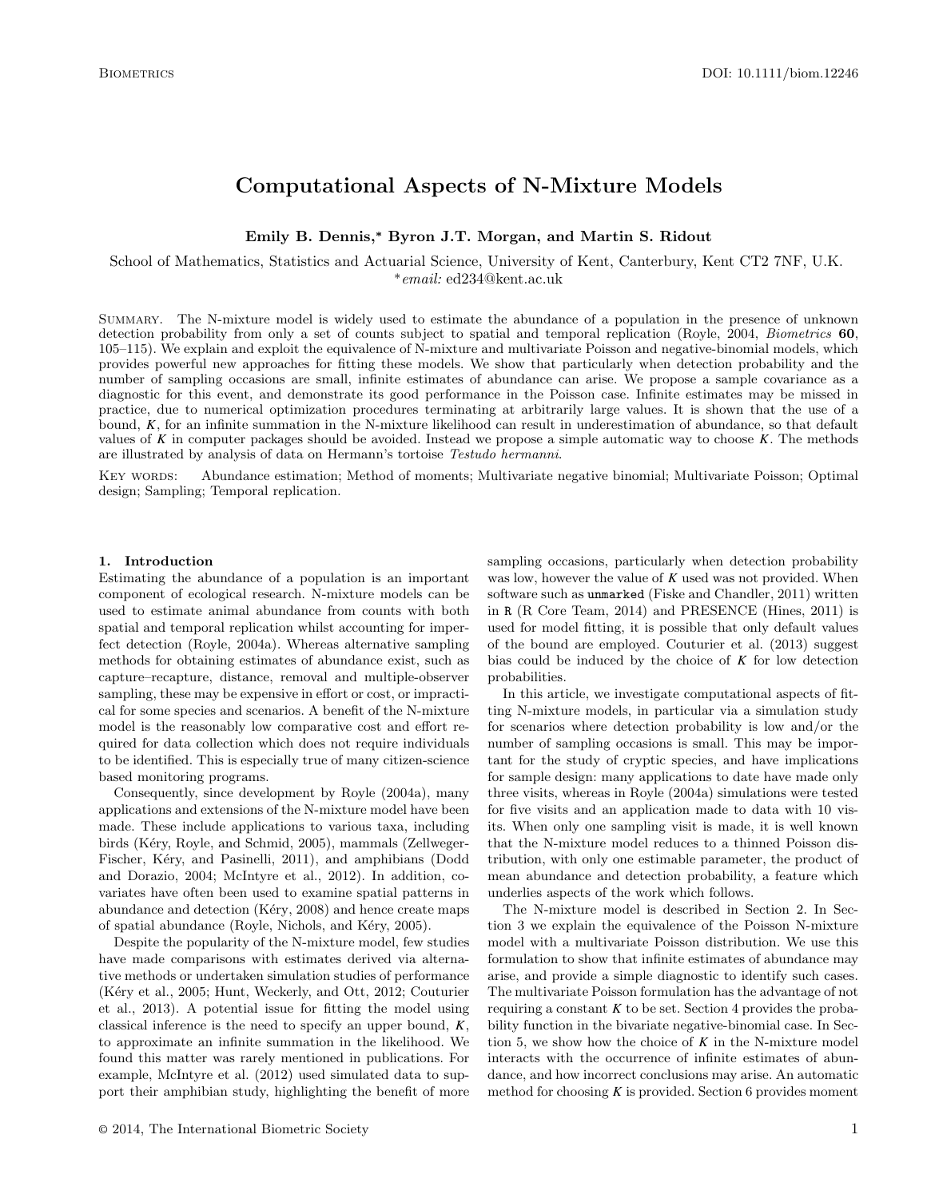# Computational Aspects of N-Mixture Models

**Emily B. Dennis,* Byron J.T. Morgan, and Martin S. Ridout**

School of Mathematics, Statistics and Actuarial Science, University of Kent, Canterbury, Kent CT2 7NF, U.K.
*email: ed234@kent.ac.uk

Summary. The N-mixture model is widely used to estimate the abundance of a population in the presence of unknown detection probability from only a set of counts subject to spatial and temporal replication (Royle, 2004, *Biometrics* **60**, 105–115). We explain and exploit the equivalence of N-mixture and multivariate Poisson and negative-binomial models, which provides powerful new approaches for fitting these models. We show that particularly when detection probability and the number of sampling occasions are small, infinite estimates of abundance can arise. We propose a sample covariance as a diagnostic for this event, and demonstrate its good performance in the Poisson case. Infinite estimates may be missed in practice, due to numerical optimization procedures terminating at arbitrarily large values. It is shown that the use of a bound, $K$, for an infinite summation in the N-mixture likelihood can result in underestimation of abundance, so that default values of $K$ in computer packages should be avoided. Instead we propose a simple automatic way to choose $K$. The methods are illustrated by analysis of data on Hermann's tortoise *Testudo hermanni*.

Key words: Abundance estimation; Method of moments; Multivariate negative binomial; Multivariate Poisson; Optimal design; Sampling; Temporal replication.

## 1. Introduction

Estimating the abundance of a population is an important component of ecological research. N-mixture models can be used to estimate animal abundance from counts with both spatial and temporal replication whilst accounting for imperfect detection (Royle, 2004a). Whereas alternative sampling methods for obtaining estimates of abundance exist, such as capture–recapture, distance, removal and multiple-observer sampling, these may be expensive in effort or cost, or impractical for some species and scenarios. A benefit of the N-mixture model is the reasonably low comparative cost and effort required for data collection which does not require individuals to be identified. This is especially true of many citizen-science based monitoring programs.

Consequently, since development by Royle (2004a), many applications and extensions of the N-mixture model have been made. These include applications to various taxa, including birds (Kéry, Royle, and Schmid, 2005), mammals (Zellweger-Fischer, Kéry, and Pasinelli, 2011), and amphibians (Dodd and Dorazio, 2004; McIntyre et al., 2012). In addition, covariates have often been used to examine spatial patterns in abundance and detection (Kéry, 2008) and hence create maps of spatial abundance (Royle, Nichols, and Kéry, 2005).

Despite the popularity of the N-mixture model, few studies have made comparisons with estimates derived via alternative methods or undertaken simulation studies of performance (Kéry et al., 2005; Hunt, Weckerly, and Ott, 2012; Couturier et al., 2013). A potential issue for fitting the model using classical inference is the need to specify an upper bound, $K$, to approximate an infinite summation in the likelihood. We found this matter was rarely mentioned in publications. For example, McIntyre et al. (2012) used simulated data to support their amphibian study, highlighting the benefit of more sampling occasions, particularly when detection probability was low, however the value of $K$ used was not provided. When software such as `unmarked` (Fiske and Chandler, 2011) written in `R` (R Core Team, 2014) and PRESENCE (Hines, 2011) is used for model fitting, it is possible that only default values of the bound are employed. Couturier et al. (2013) suggest bias could be induced by the choice of $K$ for low detection probabilities.

In this article, we investigate computational aspects of fitting N-mixture models, in particular via a simulation study for scenarios where detection probability is low and/or the number of sampling occasions is small. This may be important for the study of cryptic species, and have implications for sample design: many applications to date have made only three visits, whereas in Royle (2004a) simulations were tested for five visits and an application made to data with 10 visits. When only one sampling visit is made, it is well known that the N-mixture model reduces to a thinned Poisson distribution, with only one estimable parameter, the product of mean abundance and detection probability, a feature which underlies aspects of the work which follows.

The N-mixture model is described in Section 2. In Section 3 we explain the equivalence of the Poisson N-mixture model with a multivariate Poisson distribution. We use this formulation to show that infinite estimates of abundance may arise, and provide a simple diagnostic to identify such cases. The multivariate Poisson formulation has the advantage of not requiring a constant $K$ to be set. Section 4 provides the probability function in the bivariate negative-binomial case. In Section 5, we show how the choice of $K$ in the N-mixture model interacts with the occurrence of infinite estimates of abundance, and how incorrect conclusions may arise. An automatic method for choosing $K$ is provided. Section 6 provides moment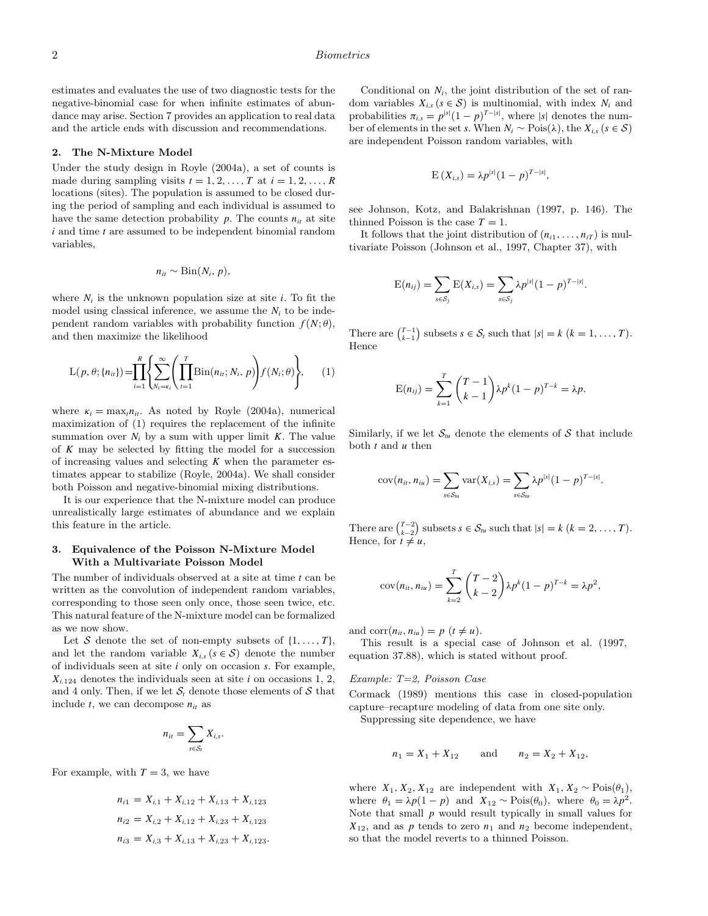estimates and evaluates the use of two diagnostic tests for the negative-binomial case for when infinite estimates of abundance may arise. Section 7 provides an application to real data and the article ends with discussion and recommendations.

## 2. The N-Mixture Model

Under the study design in Royle (2004a), a set of counts is made during sampling visits $t = 1, 2, \ldots, T$ at $i = 1, 2, \ldots, R$ locations (sites). The population is assumed to be closed during the period of sampling and each individual is assumed to have the same detection probability $p$. The counts $n_{it}$ at site $i$ and time $t$ are assumed to be independent binomial random variables,

$$n_{it} \sim \text{Bin}(N_i, p),$$

where $N_i$ is the unknown population size at site $i$. To fit the model using classical inference, we assume the $N_i$ to be independent random variables with probability function $f(N; \theta)$, and then maximize the likelihood

$$\text{L}(p, \theta; \{n_{it}\}) = \prod_{i=1}^{R} \left\{ \sum_{N_i=\kappa_i}^{\infty} \left( \prod_{t=1}^{T} \text{Bin}(n_{it}; N_i, p) \right) f(N_i; \theta) \right\}, \quad (1)$$

where $\kappa_i = \max_t n_{it}$. As noted by Royle (2004a), numerical maximization of (1) requires the replacement of the infinite summation over $N_i$ by a sum with upper limit $K$. The value of $K$ may be selected by fitting the model for a succession of increasing values and selecting $K$ when the parameter estimates appear to stabilize (Royle, 2004a). We shall consider both Poisson and negative-binomial mixing distributions.

It is our experience that the N-mixture model can produce unrealistically large estimates of abundance and we explain this feature in the article.

## 3. Equivalence of the Poisson N-Mixture Model With a Multivariate Poisson Model

The number of individuals observed at a site at time $t$ can be written as the convolution of independent random variables, corresponding to those seen only once, those seen twice, etc. This natural feature of the N-mixture model can be formalized as we now show.

Let $\mathcal{S}$ denote the set of non-empty subsets of $\{1, \ldots, T\}$, and let the random variable $X_{i,s}$ $(s \in \mathcal{S})$ denote the number of individuals seen at site $i$ only on occasion $s$. For example, $X_{i,124}$ denotes the individuals seen at site $i$ on occasions 1, 2, and 4 only. Then, if we let $\mathcal{S}_t$ denote those elements of $\mathcal{S}$ that include $t$, we can decompose $n_{it}$ as

$$n_{it} = \sum_{s \in \mathcal{S}_t} X_{i,s}.$$

For example, with $T = 3$, we have

$$\begin{aligned} n_{i1} &= X_{i,1} + X_{i,12} + X_{i,13} + X_{i,123} \\ n_{i2} &= X_{i,2} + X_{i,12} + X_{i,23} + X_{i,123} \\ n_{i3} &= X_{i,3} + X_{i,13} + X_{i,23} + X_{i,123}. \end{aligned}$$

Conditional on $N_i$, the joint distribution of the set of random variables $X_{i,s}$ $(s \in \mathcal{S})$ is multinomial, with index $N_i$ and probabilities $\pi_{i,s} = p^{|s|}(1-p)^{T-|s|}$, where $|s|$ denotes the number of elements in the set $s$. When $N_i \sim \text{Pois}(\lambda)$, the $X_{i,s}$ $(s \in \mathcal{S})$ are independent Poisson random variables, with

$$\text{E}(X_{i,s}) = \lambda p^{|s|}(1-p)^{T-|s|},$$

see Johnson, Kotz, and Balakrishnan (1997, p. 146). The thinned Poisson is the case $T = 1$.

It follows that the joint distribution of $(n_{i1}, \ldots, n_{iT})$ is multivariate Poisson (Johnson et al., 1997, Chapter 37), with

$$\text{E}(n_{ij}) = \sum_{s \in \mathcal{S}_j} \text{E}(X_{i,s}) = \sum_{s \in \mathcal{S}_j} \lambda p^{|s|}(1-p)^{T-|s|}.$$

There are $\binom{T-1}{k-1}$ subsets $s \in \mathcal{S}_t$ such that $|s| = k$ $(k = 1, \ldots, T)$. Hence

$$\text{E}(n_{ij}) = \sum_{k=1}^{T} \binom{T-1}{k-1} \lambda p^k (1-p)^{T-k} = \lambda p.$$

Similarly, if we let $\mathcal{S}_{tu}$ denote the elements of $\mathcal{S}$ that include both $t$ and $u$ then

$$\text{cov}(n_{it}, n_{iu}) = \sum_{s \in \mathcal{S}_{tu}} \text{var}(X_{i,s}) = \sum_{s \in \mathcal{S}_{tu}} \lambda p^{|s|}(1-p)^{T-|s|}.$$

There are $\binom{T-2}{k-2}$ subsets $s \in \mathcal{S}_{tu}$ such that $|s| = k$ $(k = 2, \ldots, T)$. Hence, for $t \neq u$,

$$\text{cov}(n_{it}, n_{iu}) = \sum_{k=2}^{T} \binom{T-2}{k-2} \lambda p^k (1-p)^{T-k} = \lambda p^2,$$

and $\text{corr}(n_{it}, n_{iu}) = p$ $(t \neq u)$.

This result is a special case of Johnson et al. (1997, equation 37.88), which is stated without proof.

*Example: T=2, Poisson Case*

Cormack (1989) mentions this case in closed-population capture–recapture modeling of data from one site only.

Suppressing site dependence, we have

$$n_1 = X_1 + X_{12} \quad \text{and} \quad n_2 = X_2 + X_{12},$$

where $X_1, X_2, X_{12}$ are independent with $X_1, X_2 \sim \text{Pois}(\theta_1)$, where $\theta_1 = \lambda p(1-p)$ and $X_{12} \sim \text{Pois}(\theta_0)$, where $\theta_0 = \lambda p^2$. Note that small $p$ would result typically in small values for $X_{12}$, and as $p$ tends to zero $n_1$ and $n_2$ become independent, so that the model reverts to a thinned Poisson.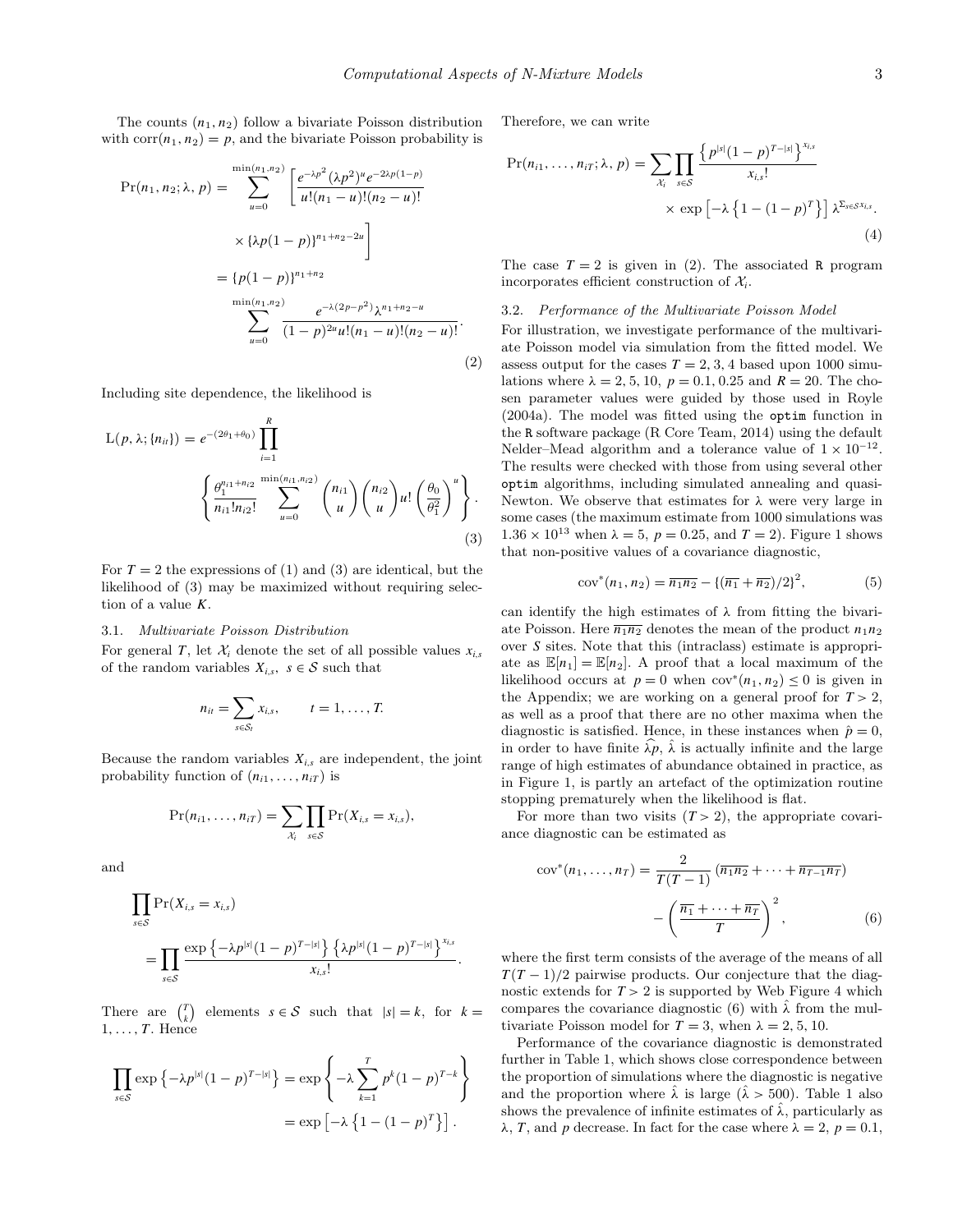The counts $(n_1, n_2)$ follow a bivariate Poisson distribution with $\text{corr}(n_1, n_2) = p$, and the bivariate Poisson probability is

$$
\begin{aligned}
\Pr(n_1, n_2; \lambda, p) &= \sum_{u=0}^{\min(n_1,n_2)} \left[ \frac{e^{-\lambda p^2} (\lambda p^2)^u e^{-2\lambda p(1-p)}}{u!(n_1-u)!(n_2-u)!} \right. \\
&\quad \left. \times \{\lambda p(1-p)\}^{n_1+n_2-2u} \right] \\
&= \{p(1-p)\}^{n_1+n_2} \\
&\quad \sum_{u=0}^{\min(n_1,n_2)} \frac{e^{-\lambda(2p-p^2)} \lambda^{n_1+n_2-u}}{(1-p)^{2u} u!(n_1-u)!(n_2-u)!}.
\end{aligned}
\tag{2}
$$

Including site dependence, the likelihood is

$$
\text{L}(p, \lambda; \{n_{it}\}) = e^{-(2\theta_1+\theta_0)} \prod_{i=1}^{R} \left\{ \frac{\theta_1^{n_{i1}+n_{i2}}}{n_{i1}! n_{i2}!} \sum_{u=0}^{\min(n_{i1},n_{i2})} \binom{n_{i1}}{u} \binom{n_{i2}}{u} u! \left( \frac{\theta_0}{\theta_1^2} \right)^u \right\}.
\tag{3}
$$

For $T = 2$ the expressions of (1) and (3) are identical, but the likelihood of (3) may be maximized without requiring selection of a value $K$.

### 3.1. *Multivariate Poisson Distribution*

For general $T$, let $\mathcal{X}_i$ denote the set of all possible values $x_{i,s}$ of the random variables $X_{i,s}$, $s \in \mathcal{S}$ such that

$$
n_{it} = \sum_{s \in \mathcal{S}_t} x_{i,s}, \qquad t = 1, \ldots, T.
$$

Because the random variables $X_{i,s}$ are independent, the joint probability function of $(n_{i1}, \ldots, n_{iT})$ is

$$
\Pr(n_{i1}, \ldots, n_{iT}) = \sum_{\mathcal{X}_i} \prod_{s \in \mathcal{S}} \Pr(X_{i,s} = x_{i,s}),
$$

and

$$
\prod_{s \in \mathcal{S}} \Pr(X_{i,s} = x_{i,s}) = \prod_{s \in \mathcal{S}} \frac{\exp\left\{-\lambda p^{|s|}(1-p)^{T-|s|}\right\} \left\{\lambda p^{|s|}(1-p)^{T-|s|}\right\}^{x_{i,s}}}{x_{i,s}!}.
$$

There are $\binom{T}{k}$ elements $s \in \mathcal{S}$ such that $|s| = k$, for $k = 1, \ldots, T$. Hence

$$
\prod_{s \in \mathcal{S}} \exp\left\{-\lambda p^{|s|}(1-p)^{T-|s|}\right\} = \exp\left\{-\lambda \sum_{k=1}^{T} p^k (1-p)^{T-k}\right\} = \exp\left[-\lambda\left\{1 - (1-p)^T\right\}\right].
$$

Therefore, we can write

$$
\Pr(n_{i1}, \ldots, n_{iT}; \lambda, p) = \sum_{\mathcal{X}_i} \prod_{s \in \mathcal{S}} \frac{\left\{p^{|s|}(1-p)^{T-|s|}\right\}^{x_{i,s}}}{x_{i,s}!} \times \exp\left[-\lambda\left\{1-(1-p)^T\right\}\right] \lambda^{\sum_{s \in \mathcal{S}} x_{i,s}}.
\tag{4}
$$

The case $T = 2$ is given in (2). The associated R program incorporates efficient construction of $\mathcal{X}_i$.

### 3.2. *Performance of the Multivariate Poisson Model*

For illustration, we investigate performance of the multivariate Poisson model via simulation from the fitted model. We assess output for the cases $T = 2, 3, 4$ based upon 1000 simulations where $\lambda = 2, 5, 10$, $p = 0.1, 0.25$ and $R = 20$. The chosen parameter values were guided by those used in Royle (2004a). The model was fitted using the `optim` function in the R software package (R Core Team, 2014) using the default Nelder–Mead algorithm and a tolerance value of $1 \times 10^{-12}$. The results were checked with those from using several other `optim` algorithms, including simulated annealing and quasi-Newton. We observe that estimates for $\lambda$ were very large in some cases (the maximum estimate from 1000 simulations was $1.36 \times 10^{13}$ when $\lambda = 5$, $p = 0.25$, and $T = 2$). Figure 1 shows that non-positive values of a covariance diagnostic,

$$
\text{cov}^*(n_1, n_2) = \overline{n_1 n_2} - \{(\overline{n_1} + \overline{n_2})/2\}^2,
\tag{5}
$$

can identify the high estimates of $\lambda$ from fitting the bivariate Poisson. Here $\overline{n_1 n_2}$ denotes the mean of the product $n_1 n_2$ over $S$ sites. Note that this (intraclass) estimate is appropriate as $\mathbb{E}[n_1] = \mathbb{E}[n_2]$. A proof that a local maximum of the likelihood occurs at $p = 0$ when $\text{cov}^*(n_1, n_2) \leq 0$ is given in the Appendix; we are working on a general proof for $T > 2$, as well as a proof that there are no other maxima when the diagnostic is satisfied. Hence, in these instances when $\hat{p} = 0$, in order to have finite $\widehat{\lambda p}$, $\hat{\lambda}$ is actually infinite and the large range of high estimates of abundance obtained in practice, as in Figure 1, is partly an artefact of the optimization routine stopping prematurely when the likelihood is flat.

For more than two visits ($T > 2$), the appropriate covariance diagnostic can be estimated as

$$
\text{cov}^*(n_1, \ldots, n_T) = \frac{2}{T(T-1)} \left(\overline{n_1 n_2} + \cdots + \overline{n_{T-1} n_T}\right) - \left(\frac{\overline{n_1} + \cdots + \overline{n_T}}{T}\right)^2,
\tag{6}
$$

where the first term consists of the average of the means of all $T(T-1)/2$ pairwise products. Our conjecture that the diagnostic extends for $T > 2$ is supported by Web Figure 4 which compares the covariance diagnostic (6) with $\hat{\lambda}$ from the multivariate Poisson model for $T = 3$, when $\lambda = 2, 5, 10$.

Performance of the covariance diagnostic is demonstrated further in Table 1, which shows close correspondence between the proportion of simulations where the diagnostic is negative and the proportion where $\hat{\lambda}$ is large ($\hat{\lambda} > 500$). Table 1 also shows the prevalence of infinite estimates of $\hat{\lambda}$, particularly as $\lambda$, $T$, and $p$ decrease. In fact for the case where $\lambda = 2$, $p = 0.1$,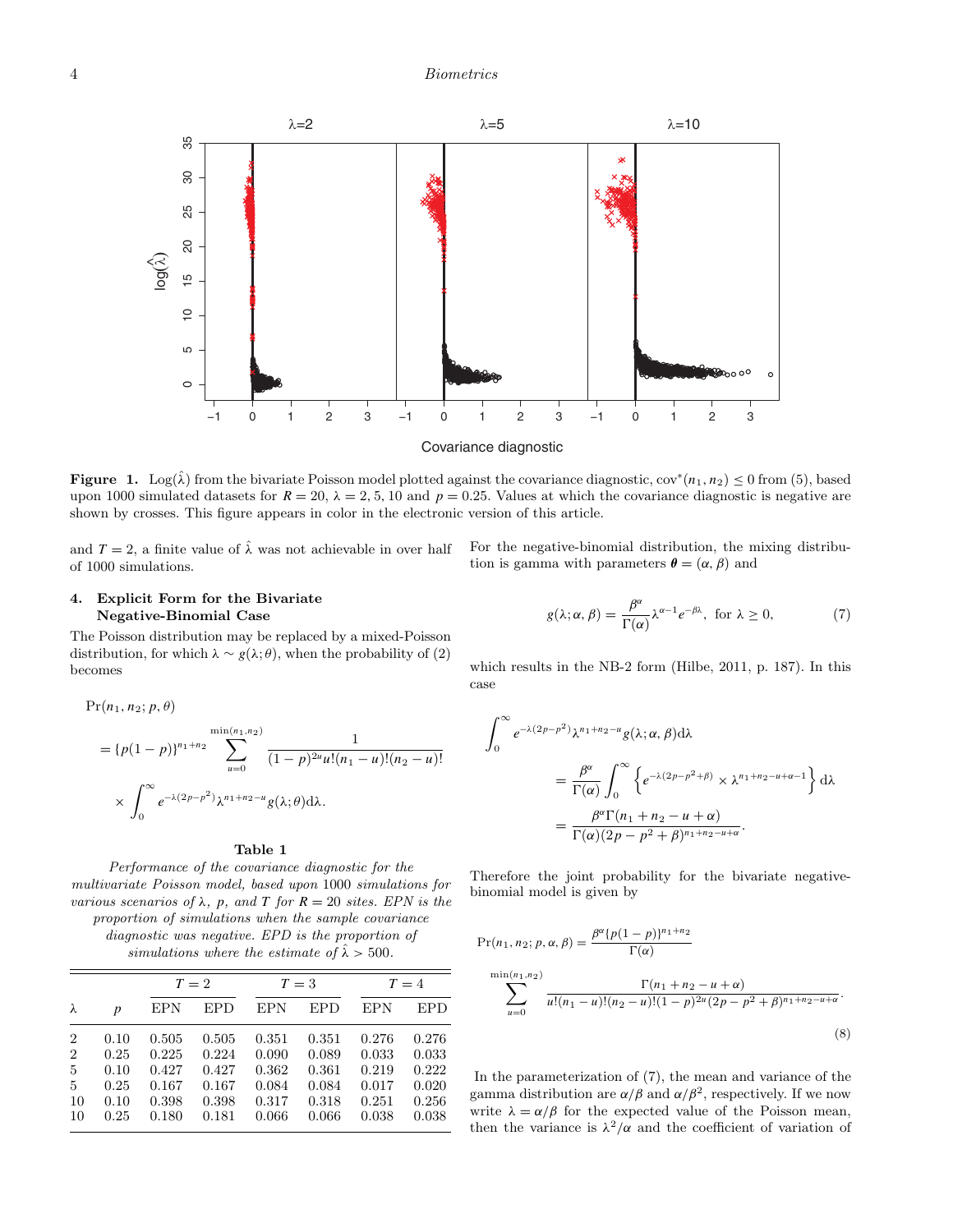**Figure 1.** $\text{Log}(\hat{\lambda})$ from the bivariate Poisson model plotted against the covariance diagnostic, $\text{cov}^*(n_1, n_2) \le 0$ from (5), based upon 1000 simulated datasets for $R = 20$, $\lambda = 2, 5, 10$ and $p = 0.25$. Values at which the covariance diagnostic is negative are shown by crosses. This figure appears in color in the electronic version of this article.

and $T = 2$, a finite value of $\hat{\lambda}$ was not achievable in over half of 1000 simulations.

## 4. Explicit Form for the Bivariate Negative-Binomial Case

The Poisson distribution may be replaced by a mixed-Poisson distribution, for which $\lambda \sim g(\lambda; \theta)$, when the probability of (2) becomes

$$
\begin{aligned}
&\Pr(n_1, n_2; p, \theta) \\
&= \{p(1-p)\}^{n_1+n_2} \sum_{u=0}^{\min(n_1,n_2)} \frac{1}{(1-p)^{2u} u!(n_1-u)!(n_2-u)!} \\
&\quad \times \int_0^\infty e^{-\lambda(2p-p^2)} \lambda^{n_1+n_2-u} g(\lambda; \theta) \mathrm{d}\lambda.
\end{aligned}
$$

**Table 1**

*Performance of the covariance diagnostic for the multivariate Poisson model, based upon 1000 simulations for various scenarios of $\lambda$, $p$, and $T$ for $R = 20$ sites. EPN is the proportion of simulations when the sample covariance diagnostic was negative. EPD is the proportion of simulations where the estimate of $\hat{\lambda} > 500$.*

| | | $T = 2$ | | $T = 3$ | | $T = 4$ | |
|---|---|---|---|---|---|---|---|
| $\lambda$ | $p$ | EPN | EPD | EPN | EPD | EPN | EPD |
| 2 | 0.10 | 0.505 | 0.505 | 0.351 | 0.351 | 0.276 | 0.276 |
| 2 | 0.25 | 0.225 | 0.224 | 0.090 | 0.089 | 0.033 | 0.033 |
| 5 | 0.10 | 0.427 | 0.427 | 0.362 | 0.361 | 0.219 | 0.222 |
| 5 | 0.25 | 0.167 | 0.167 | 0.084 | 0.084 | 0.017 | 0.020 |
| 10 | 0.10 | 0.398 | 0.398 | 0.317 | 0.318 | 0.251 | 0.256 |
| 10 | 0.25 | 0.180 | 0.181 | 0.066 | 0.066 | 0.038 | 0.038 |

For the negative-binomial distribution, the mixing distribution is gamma with parameters $\boldsymbol{\theta} = (\alpha, \beta)$ and

$$
g(\lambda; \alpha, \beta) = \frac{\beta^\alpha}{\Gamma(\alpha)} \lambda^{\alpha-1} e^{-\beta\lambda}, \text{ for } \lambda \ge 0, \tag{7}
$$

which results in the NB-2 form (Hilbe, 2011, p. 187). In this case

$$
\begin{aligned}
\int_0^\infty & e^{-\lambda(2p-p^2)} \lambda^{n_1+n_2-u} g(\lambda; \alpha, \beta) \mathrm{d}\lambda \\
&= \frac{\beta^\alpha}{\Gamma(\alpha)} \int_0^\infty \left\{ e^{-\lambda(2p-p^2+\beta)} \times \lambda^{n_1+n_2-u+\alpha-1} \right\} \mathrm{d}\lambda \\
&= \frac{\beta^\alpha \Gamma(n_1+n_2-u+\alpha)}{\Gamma(\alpha)(2p-p^2+\beta)^{n_1+n_2-u+\alpha}}.
\end{aligned}
$$

Therefore the joint probability for the bivariate negative-binomial model is given by

$$
\begin{aligned}
\Pr(n_1, n_2; p, \alpha, \beta) &= \frac{\beta^\alpha \{p(1-p)\}^{n_1+n_2}}{\Gamma(\alpha)} \\
&\sum_{u=0}^{\min(n_1,n_2)} \frac{\Gamma(n_1+n_2-u+\alpha)}{u!(n_1-u)!(n_2-u)!(1-p)^{2u}(2p-p^2+\beta)^{n_1+n_2-u+\alpha}}.
\end{aligned} \tag{8}
$$

In the parameterization of (7), the mean and variance of the gamma distribution are $\alpha/\beta$ and $\alpha/\beta^2$, respectively. If we now write $\lambda = \alpha/\beta$ for the expected value of the Poisson mean, then the variance is $\lambda^2/\alpha$ and the coefficient of variation of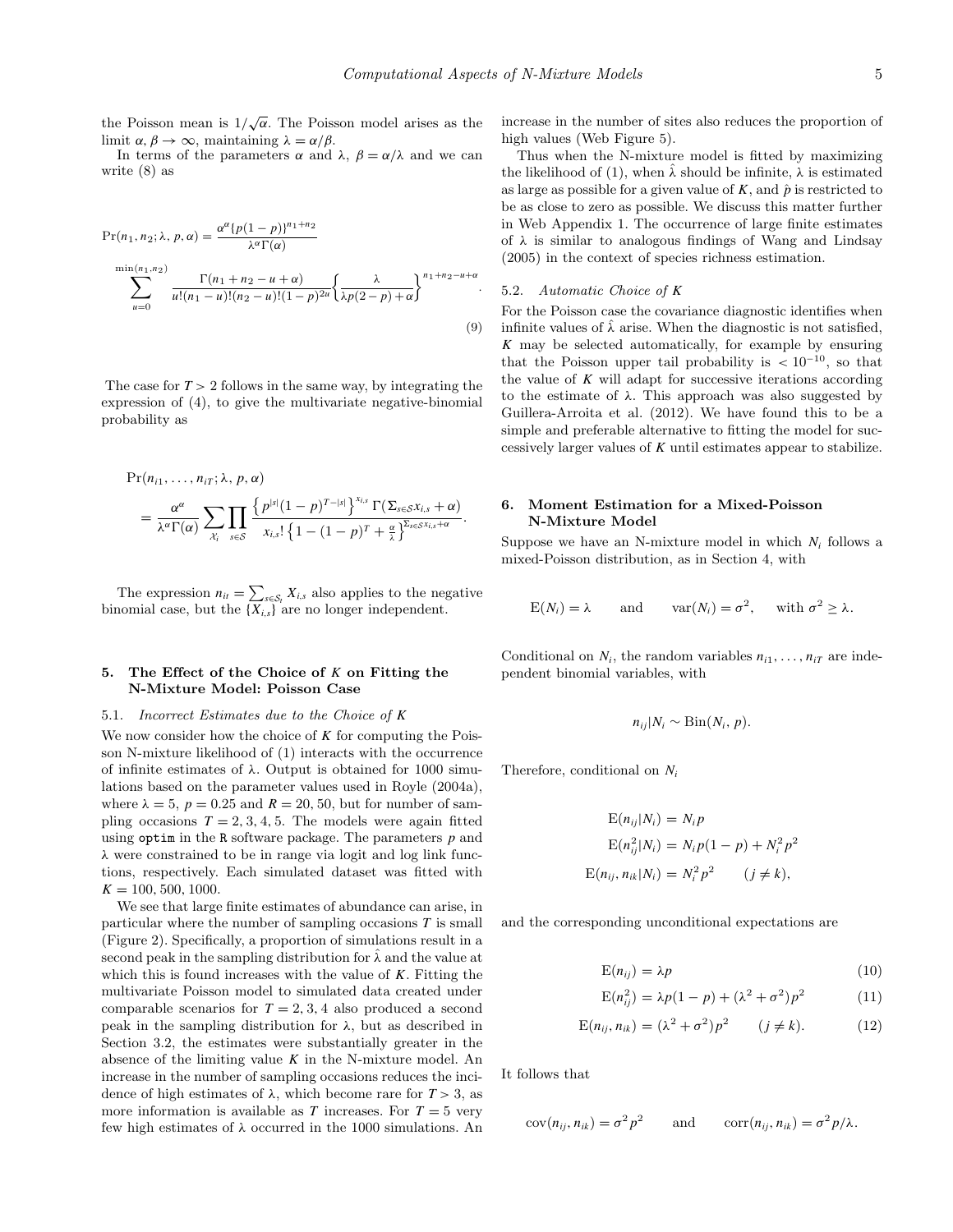the Poisson mean is $1/\sqrt{\alpha}$. The Poisson model arises as the limit $\alpha, \beta \rightarrow \infty$, maintaining $\lambda = \alpha/\beta$.

In terms of the parameters $\alpha$ and $\lambda$, $\beta = \alpha/\lambda$ and we can write (8) as

$$\Pr(n_1, n_2; \lambda, p, \alpha) = \frac{\alpha^{\alpha}\{p(1-p)\}^{n_1+n_2}}{\lambda^{\alpha}\Gamma(\alpha)} \sum_{u=0}^{\min(n_1,n_2)} \frac{\Gamma(n_1+n_2-u+\alpha)}{u!(n_1-u)!(n_2-u)!(1-p)^{2u}} \left\{\frac{\lambda}{\lambda p(2-p)+\alpha}\right\}^{n_1+n_2-u+\alpha}. \tag{9}$$

The case for $T > 2$ follows in the same way, by integrating the expression of (4), to give the multivariate negative-binomial probability as

$$\Pr(n_{i1}, \ldots, n_{iT}; \lambda, p, \alpha) = \frac{\alpha^{\alpha}}{\lambda^{\alpha}\Gamma(\alpha)} \sum_{\mathcal{X}_i} \prod_{s\in\mathcal{S}} \frac{\left\{p^{|s|}(1-p)^{T-|s|}\right\}^{x_{i,s}} \Gamma(\Sigma_{s\in\mathcal{S}} x_{i,s}+\alpha)}{x_{i,s}!\left\{1-(1-p)^T+\frac{\alpha}{\lambda}\right\}^{\Sigma_{s\in\mathcal{S}} x_{i,s}+\alpha}}.$$

The expression $n_{it} = \sum_{s\in\mathcal{S}_t} X_{i,s}$ also applies to the negative binomial case, but the $\{X_{i,s}\}$ are no longer independent.

## 5. The Effect of the Choice of $K$ on Fitting the N-Mixture Model: Poisson Case

### 5.1. *Incorrect Estimates due to the Choice of $K$*

We now consider how the choice of $K$ for computing the Poisson N-mixture likelihood of (1) interacts with the occurrence of infinite estimates of $\lambda$. Output is obtained for 1000 simulations based on the parameter values used in Royle (2004a), where $\lambda = 5$, $p = 0.25$ and $R = 20, 50$, but for number of sampling occasions $T = 2, 3, 4, 5$. The models were again fitted using `optim` in the `R` software package. The parameters $p$ and $\lambda$ were constrained to be in range via logit and log link functions, respectively. Each simulated dataset was fitted with $K = 100, 500, 1000$.

We see that large finite estimates of abundance can arise, in particular where the number of sampling occasions $T$ is small (Figure 2). Specifically, a proportion of simulations result in a second peak in the sampling distribution for $\hat{\lambda}$ and the value at which this is found increases with the value of $K$. Fitting the multivariate Poisson model to simulated data created under comparable scenarios for $T = 2, 3, 4$ also produced a second peak in the sampling distribution for $\lambda$, but as described in Section 3.2, the estimates were substantially greater in the absence of the limiting value $K$ in the N-mixture model. An increase in the number of sampling occasions reduces the incidence of high estimates of $\lambda$, which become rare for $T > 3$, as more information is available as $T$ increases. For $T = 5$ very few high estimates of $\lambda$ occurred in the 1000 simulations. An increase in the number of sites also reduces the proportion of high values (Web Figure 5).

Thus when the N-mixture model is fitted by maximizing the likelihood of (1), when $\hat{\lambda}$ should be infinite, $\lambda$ is estimated as large as possible for a given value of $K$, and $\hat{p}$ is restricted to be as close to zero as possible. We discuss this matter further in Web Appendix 1. The occurrence of large finite estimates of $\lambda$ is similar to analogous findings of Wang and Lindsay (2005) in the context of species richness estimation.

### 5.2. *Automatic Choice of $K$*

For the Poisson case the covariance diagnostic identifies when infinite values of $\hat{\lambda}$ arise. When the diagnostic is not satisfied, $K$ may be selected automatically, for example by ensuring that the Poisson upper tail probability is $< 10^{-10}$, so that the value of $K$ will adapt for successive iterations according to the estimate of $\lambda$. This approach was also suggested by Guillera-Arroita et al. (2012). We have found this to be a simple and preferable alternative to fitting the model for successively larger values of $K$ until estimates appear to stabilize.

## 6. Moment Estimation for a Mixed-Poisson N-Mixture Model

Suppose we have an N-mixture model in which $N_i$ follows a mixed-Poisson distribution, as in Section 4, with

$$\mathrm{E}(N_i) = \lambda \quad \text{and} \quad \mathrm{var}(N_i) = \sigma^2, \quad \text{with } \sigma^2 \geq \lambda.$$

Conditional on $N_i$, the random variables $n_{i1}, \ldots, n_{iT}$ are independent binomial variables, with

$$n_{ij}|N_i \sim \mathrm{Bin}(N_i, p).$$

Therefore, conditional on $N_i$

$$\begin{aligned}
\mathrm{E}(n_{ij}|N_i) &= N_i p \\
\mathrm{E}(n_{ij}^2|N_i) &= N_i p(1-p) + N_i^2 p^2 \\
\mathrm{E}(n_{ij}, n_{ik}|N_i) &= N_i^2 p^2 \qquad (j \neq k),
\end{aligned}$$

and the corresponding unconditional expectations are

$$\mathrm{E}(n_{ij}) = \lambda p \tag{10}$$

$$\mathrm{E}(n_{ij}^2) = \lambda p(1-p) + (\lambda^2+\sigma^2)p^2 \tag{11}$$

$$\mathrm{E}(n_{ij}, n_{ik}) = (\lambda^2+\sigma^2)p^2 \qquad (j \neq k). \tag{12}$$

It follows that

$$\mathrm{cov}(n_{ij}, n_{ik}) = \sigma^2 p^2 \quad \text{and} \quad \mathrm{corr}(n_{ij}, n_{ik}) = \sigma^2 p/\lambda.$$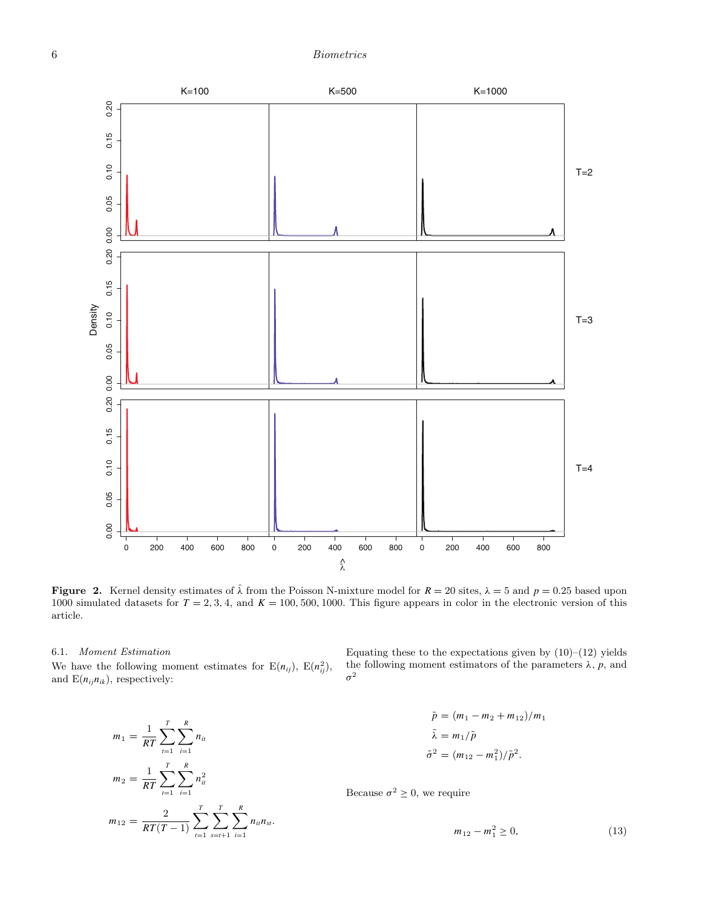**Figure 2.** Kernel density estimates of $\hat{\lambda}$ from the Poisson N-mixture model for $R = 20$ sites, $\lambda = 5$ and $p = 0.25$ based upon 1000 simulated datasets for $T = 2, 3, 4$, and $K = 100, 500, 1000$. This figure appears in color in the electronic version of this article.

### 6.1. *Moment Estimation*

We have the following moment estimates for $\mathrm{E}(n_{ij})$, $\mathrm{E}(n_{ij}^2)$, and $\mathrm{E}(n_{ij}n_{ik})$, respectively:

$$
\begin{aligned}
m_1 &= \frac{1}{RT}\sum_{t=1}^{T}\sum_{i=1}^{R} n_{it} \\
m_2 &= \frac{1}{RT}\sum_{t=1}^{T}\sum_{i=1}^{R} n_{it}^2 \\
m_{12} &= \frac{2}{RT(T-1)}\sum_{t=1}^{T}\sum_{s=t+1}^{T}\sum_{i=1}^{R} n_{it}n_{st}.
\end{aligned}
$$

Equating these to the expectations given by (10)–(12) yields the following moment estimators of the parameters $\lambda$, $p$, and $\sigma^2$

$$
\begin{aligned}
\tilde{p} &= (m_1 - m_2 + m_{12})/m_1 \\
\tilde{\lambda} &= m_1/\tilde{p} \\
\tilde{\sigma}^2 &= (m_{12} - m_1^2)/\tilde{p}^2.
\end{aligned}
$$

Because $\sigma^2 \geq 0$, we require

$$
m_{12} - m_1^2 \geq 0, \tag{13}
$$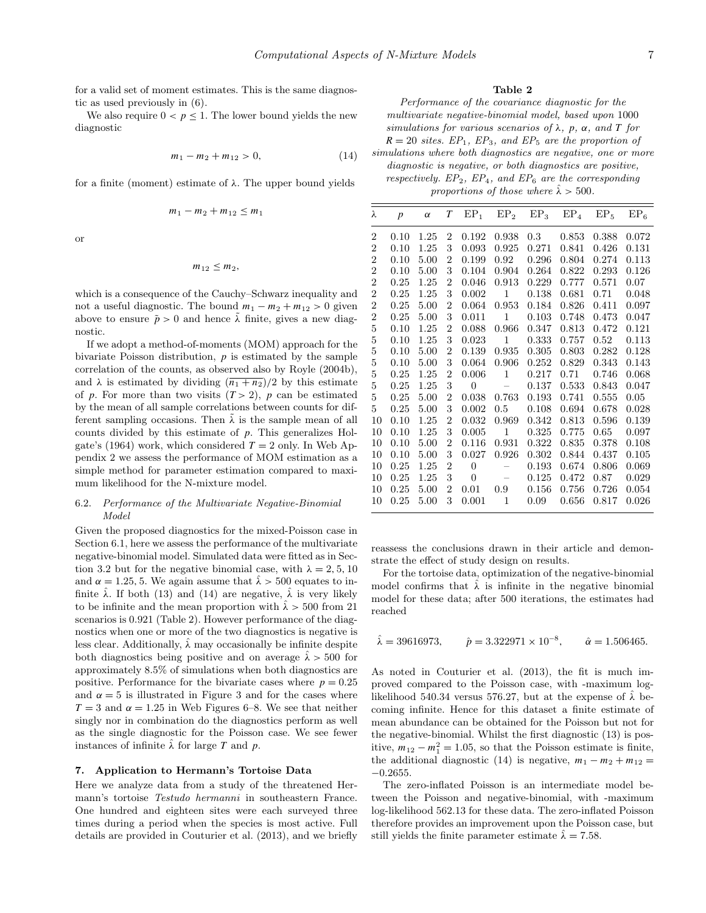for a valid set of moment estimates. This is the same diagnostic as used previously in (6).

We also require $0 < p \leq 1$. The lower bound yields the new diagnostic

$$m_1 - m_2 + m_{12} > 0, \tag{14}$$

for a finite (moment) estimate of $\lambda$. The upper bound yields

$$m_1 - m_2 + m_{12} \leq m_1$$

or

$$m_{12} \leq m_2,$$

which is a consequence of the Cauchy–Schwarz inequality and not a useful diagnostic. The bound $m_1 - m_2 + m_{12} > 0$ given above to ensure $\tilde{p} > 0$ and hence $\tilde{\lambda}$ finite, gives a new diagnostic.

If we adopt a method-of-moments (MOM) approach for the bivariate Poisson distribution, $p$ is estimated by the sample correlation of the counts, as observed also by Royle (2004b), and $\lambda$ is estimated by dividing $(\overline{n_1 + n_2})/2$ by this estimate of $p$. For more than two visits ($T > 2$), $p$ can be estimated by the mean of all sample correlations between counts for different sampling occasions. Then $\tilde{\lambda}$ is the sample mean of all counts divided by this estimate of $p$. This generalizes Holgate's (1964) work, which considered $T = 2$ only. In Web Appendix 2 we assess the performance of MOM estimation as a simple method for parameter estimation compared to maximum likelihood for the N-mixture model.

### 6.2. *Performance of the Multivariate Negative-Binomial Model*

Given the proposed diagnostics for the mixed-Poisson case in Section 6.1, here we assess the performance of the multivariate negative-binomial model. Simulated data were fitted as in Section 3.2 but for the negative binomial case, with $\lambda = 2, 5, 10$ and $\alpha = 1.25, 5$. We again assume that $\hat{\lambda} > 500$ equates to infinite $\hat{\lambda}$. If both (13) and (14) are negative, $\hat{\lambda}$ is very likely to be infinite and the mean proportion with $\hat{\lambda} > 500$ from 21 scenarios is 0.921 (Table 2). However performance of the diagnostics when one or more of the two diagnostics is negative is less clear. Additionally, $\hat{\lambda}$ may occasionally be infinite despite both diagnostics being positive and on average $\hat{\lambda} > 500$ for approximately 8.5% of simulations when both diagnostics are positive. Performance for the bivariate cases where $p = 0.25$ and $\alpha = 5$ is illustrated in Figure 3 and for the cases where $T = 3$ and $\alpha = 1.25$ in Web Figures 6–8. We see that neither singly nor in combination do the diagnostics perform as well as the single diagnostic for the Poisson case. We see fewer instances of infinite $\hat{\lambda}$ for large $T$ and $p$.

**Table 2**

*Performance of the covariance diagnostic for the multivariate negative-binomial model, based upon 1000 simulations for various scenarios of $\lambda$, $p$, $\alpha$, and $T$ for $R = 20$ sites. $EP_1$, $EP_3$, and $EP_5$ are the proportion of simulations where both diagnostics are negative, one or more diagnostic is negative, or both diagnostics are positive, respectively. $EP_2$, $EP_4$, and $EP_6$ are the corresponding proportions of those where $\hat{\lambda} > 500$.*

| $\lambda$ | $p$ | $\alpha$ | $T$ | $EP_1$ | $EP_2$ | $EP_3$ | $EP_4$ | $EP_5$ | $EP_6$ |
|---|---|---|---|---|---|---|---|---|---|
| 2 | 0.10 | 1.25 | 2 | 0.192 | 0.938 | 0.3 | 0.853 | 0.388 | 0.072 |
| 2 | 0.10 | 1.25 | 3 | 0.093 | 0.925 | 0.271 | 0.841 | 0.426 | 0.131 |
| 2 | 0.10 | 5.00 | 2 | 0.199 | 0.92 | 0.296 | 0.804 | 0.274 | 0.113 |
| 2 | 0.10 | 5.00 | 3 | 0.104 | 0.904 | 0.264 | 0.822 | 0.293 | 0.126 |
| 2 | 0.25 | 1.25 | 2 | 0.046 | 0.913 | 0.229 | 0.777 | 0.571 | 0.07 |
| 2 | 0.25 | 1.25 | 3 | 0.002 | 1 | 0.138 | 0.681 | 0.71 | 0.048 |
| 2 | 0.25 | 5.00 | 2 | 0.064 | 0.953 | 0.184 | 0.826 | 0.411 | 0.097 |
| 2 | 0.25 | 5.00 | 3 | 0.011 | 1 | 0.103 | 0.748 | 0.473 | 0.047 |
| 5 | 0.10 | 1.25 | 2 | 0.088 | 0.966 | 0.347 | 0.813 | 0.472 | 0.121 |
| 5 | 0.10 | 1.25 | 3 | 0.023 | 1 | 0.333 | 0.757 | 0.52 | 0.113 |
| 5 | 0.10 | 5.00 | 2 | 0.139 | 0.935 | 0.305 | 0.803 | 0.282 | 0.128 |
| 5 | 0.10 | 5.00 | 3 | 0.064 | 0.906 | 0.252 | 0.829 | 0.343 | 0.143 |
| 5 | 0.25 | 1.25 | 2 | 0.006 | 1 | 0.217 | 0.71 | 0.746 | 0.068 |
| 5 | 0.25 | 1.25 | 3 | 0 | – | 0.137 | 0.533 | 0.843 | 0.047 |
| 5 | 0.25 | 5.00 | 2 | 0.038 | 0.763 | 0.193 | 0.741 | 0.555 | 0.05 |
| 5 | 0.25 | 5.00 | 3 | 0.002 | 0.5 | 0.108 | 0.694 | 0.678 | 0.028 |
| 10 | 0.10 | 1.25 | 2 | 0.032 | 0.969 | 0.342 | 0.813 | 0.596 | 0.139 |
| 10 | 0.10 | 1.25 | 3 | 0.005 | 1 | 0.325 | 0.775 | 0.65 | 0.097 |
| 10 | 0.10 | 5.00 | 2 | 0.116 | 0.931 | 0.322 | 0.835 | 0.378 | 0.108 |
| 10 | 0.10 | 5.00 | 3 | 0.027 | 0.926 | 0.302 | 0.844 | 0.437 | 0.105 |
| 10 | 0.25 | 1.25 | 2 | 0 | – | 0.193 | 0.674 | 0.806 | 0.069 |
| 10 | 0.25 | 1.25 | 3 | 0 | – | 0.125 | 0.472 | 0.87 | 0.029 |
| 10 | 0.25 | 5.00 | 2 | 0.01 | 0.9 | 0.156 | 0.756 | 0.726 | 0.054 |
| 10 | 0.25 | 5.00 | 3 | 0.001 | 1 | 0.09 | 0.656 | 0.817 | 0.026 |

## 7. Application to Hermann's Tortoise Data

Here we analyze data from a study of the threatened Hermann's tortoise *Testudo hermanni* in southeastern France. One hundred and eighteen sites were each surveyed three times during a period when the species is most active. Full details are provided in Couturier et al. (2013), and we briefly reassess the conclusions drawn in their article and demonstrate the effect of study design on results.

For the tortoise data, optimization of the negative-binomial model confirms that $\hat{\lambda}$ is infinite in the negative binomial model for these data; after 500 iterations, the estimates had reached

$$\hat{\lambda} = 39616973, \qquad \hat{p} = 3.322971 \times 10^{-8}, \qquad \hat{\alpha} = 1.506465.$$

As noted in Couturier et al. (2013), the fit is much improved compared to the Poisson case, with -maximum log-likelihood 540.34 versus 576.27, but at the expense of $\hat{\lambda}$ becoming infinite. Hence for this dataset a finite estimate of mean abundance can be obtained for the Poisson but not for the negative-binomial. Whilst the first diagnostic (13) is positive, $m_{12} - m_1^2 = 1.05$, so that the Poisson estimate is finite, the additional diagnostic (14) is negative, $m_1 - m_2 + m_{12} = -0.2655$.

The zero-inflated Poisson is an intermediate model between the Poisson and negative-binomial, with -maximum log-likelihood 562.13 for these data. The zero-inflated Poisson therefore provides an improvement upon the Poisson case, but still yields the finite parameter estimate $\hat{\lambda} = 7.58$.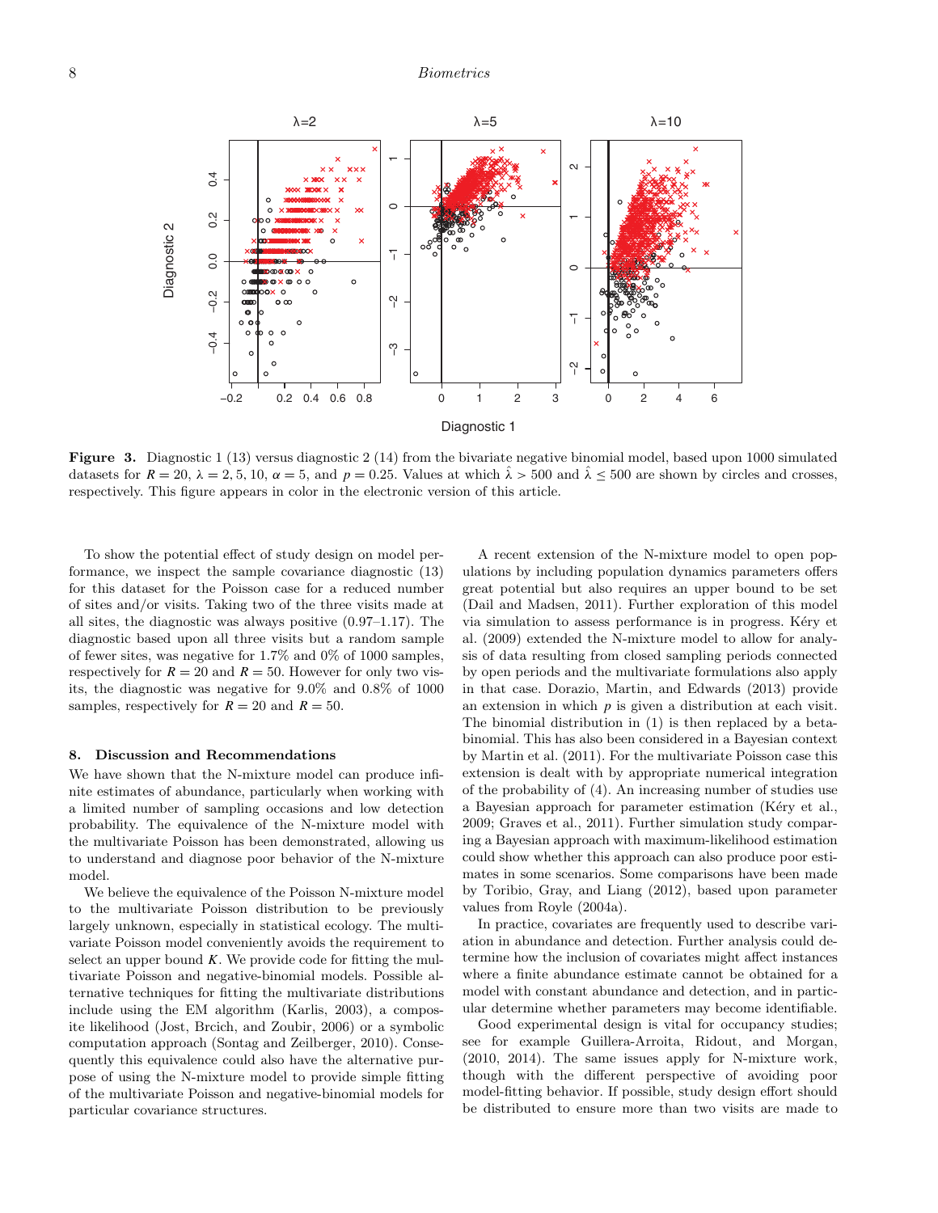**Figure 3.** Diagnostic 1 (13) versus diagnostic 2 (14) from the bivariate negative binomial model, based upon 1000 simulated datasets for $R = 20$, $\lambda = 2, 5, 10$, $\alpha = 5$, and $p = 0.25$. Values at which $\hat{\lambda} > 500$ and $\hat{\lambda} \leq 500$ are shown by circles and crosses, respectively. This figure appears in color in the electronic version of this article.

To show the potential effect of study design on model performance, we inspect the sample covariance diagnostic (13) for this dataset for the Poisson case for a reduced number of sites and/or visits. Taking two of the three visits made at all sites, the diagnostic was always positive (0.97–1.17). The diagnostic based upon all three visits but a random sample of fewer sites, was negative for 1.7% and 0% of 1000 samples, respectively for $R = 20$ and $R = 50$. However for only two visits, the diagnostic was negative for 9.0% and 0.8% of 1000 samples, respectively for $R = 20$ and $R = 50$.

## 8. Discussion and Recommendations

We have shown that the N-mixture model can produce infinite estimates of abundance, particularly when working with a limited number of sampling occasions and low detection probability. The equivalence of the N-mixture model with the multivariate Poisson has been demonstrated, allowing us to understand and diagnose poor behavior of the N-mixture model.

We believe the equivalence of the Poisson N-mixture model to the multivariate Poisson distribution to be previously largely unknown, especially in statistical ecology. The multivariate Poisson model conveniently avoids the requirement to select an upper bound $K$. We provide code for fitting the multivariate Poisson and negative-binomial models. Possible alternative techniques for fitting the multivariate distributions include using the EM algorithm (Karlis, 2003), a composite likelihood (Jost, Brcich, and Zoubir, 2006) or a symbolic computation approach (Sontag and Zeilberger, 2010). Consequently this equivalence could also have the alternative purpose of using the N-mixture model to provide simple fitting of the multivariate Poisson and negative-binomial models for particular covariance structures.

A recent extension of the N-mixture model to open populations by including population dynamics parameters offers great potential but also requires an upper bound to be set (Dail and Madsen, 2011). Further exploration of this model via simulation to assess performance is in progress. Kéry et al. (2009) extended the N-mixture model to allow for analysis of data resulting from closed sampling periods connected by open periods and the multivariate formulations also apply in that case. Dorazio, Martin, and Edwards (2013) provide an extension in which $p$ is given a distribution at each visit. The binomial distribution in (1) is then replaced by a beta-binomial. This has also been considered in a Bayesian context by Martin et al. (2011). For the multivariate Poisson case this extension is dealt with by appropriate numerical integration of the probability of (4). An increasing number of studies use a Bayesian approach for parameter estimation (Kéry et al., 2009; Graves et al., 2011). Further simulation study comparing a Bayesian approach with maximum-likelihood estimation could show whether this approach can also produce poor estimates in some scenarios. Some comparisons have been made by Toribio, Gray, and Liang (2012), based upon parameter values from Royle (2004a).

In practice, covariates are frequently used to describe variation in abundance and detection. Further analysis could determine how the inclusion of covariates might affect instances where a finite abundance estimate cannot be obtained for a model with constant abundance and detection, and in particular determine whether parameters may become identifiable.

Good experimental design is vital for occupancy studies; see for example Guillera-Arroita, Ridout, and Morgan, (2010, 2014). The same issues apply for N-mixture work, though with the different perspective of avoiding poor model-fitting behavior. If possible, study design effort should be distributed to ensure more than two visits are made to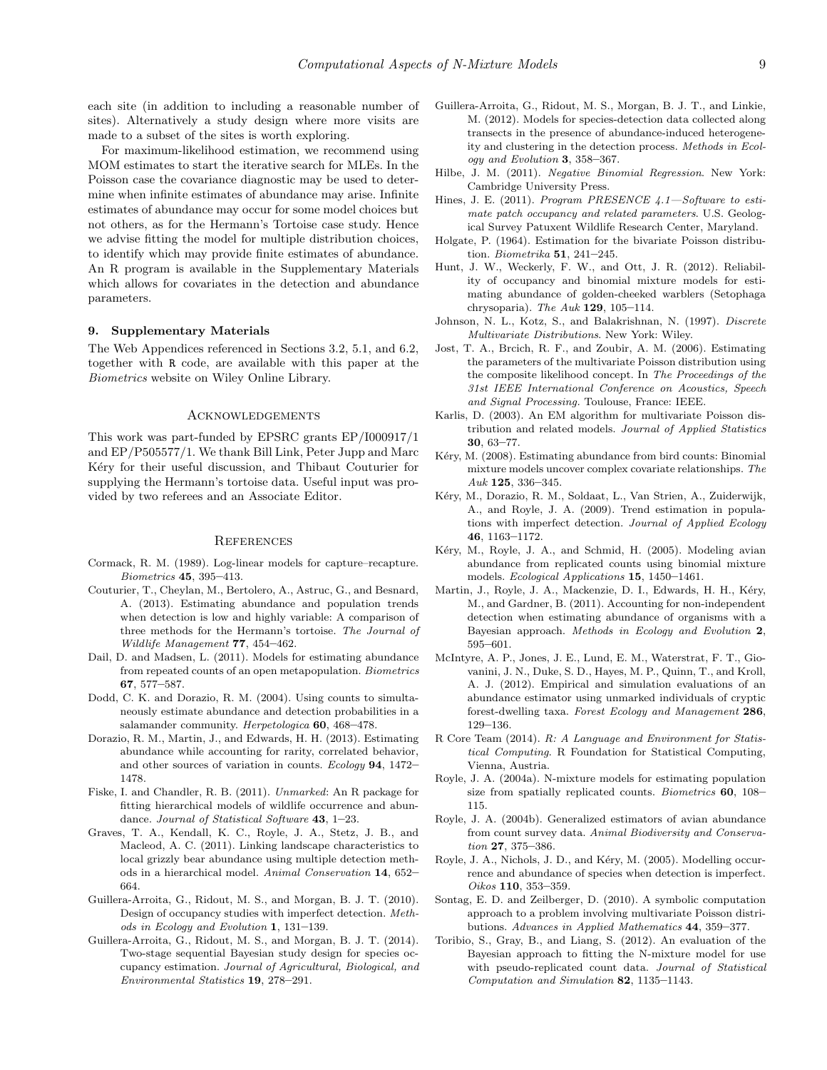each site (in addition to including a reasonable number of sites). Alternatively a study design where more visits are made to a subset of the sites is worth exploring.

For maximum-likelihood estimation, we recommend using MOM estimates to start the iterative search for MLEs. In the Poisson case the covariance diagnostic may be used to determine when infinite estimates of abundance may arise. Infinite estimates of abundance may occur for some model choices but not others, as for the Hermann's Tortoise case study. Hence we advise fitting the model for multiple distribution choices, to identify which may provide finite estimates of abundance. An R program is available in the Supplementary Materials which allows for covariates in the detection and abundance parameters.

## 9. Supplementary Materials

The Web Appendices referenced in Sections 3.2, 5.1, and 6.2, together with R code, are available with this paper at the *Biometrics* website on Wiley Online Library.

## Acknowledgements

This work was part-funded by EPSRC grants EP/I000917/1 and EP/P505577/1. We thank Bill Link, Peter Jupp and Marc Kéry for their useful discussion, and Thibaut Couturier for supplying the Hermann's tortoise data. Useful input was provided by two referees and an Associate Editor.

## References

Cormack, R. M. (1989). Log-linear models for capture–recapture. *Biometrics* **45**, 395–413.

Couturier, T., Cheylan, M., Bertolero, A., Astruc, G., and Besnard, A. (2013). Estimating abundance and population trends when detection is low and highly variable: A comparison of three methods for the Hermann's tortoise. *The Journal of Wildlife Management* **77**, 454–462.

Dail, D. and Madsen, L. (2011). Models for estimating abundance from repeated counts of an open metapopulation. *Biometrics* **67**, 577–587.

Dodd, C. K. and Dorazio, R. M. (2004). Using counts to simultaneously estimate abundance and detection probabilities in a salamander community. *Herpetologica* **60**, 468–478.

Dorazio, R. M., Martin, J., and Edwards, H. H. (2013). Estimating abundance while accounting for rarity, correlated behavior, and other sources of variation in counts. *Ecology* **94**, 1472–1478.

Fiske, I. and Chandler, R. B. (2011). *Unmarked*: An R package for fitting hierarchical models of wildlife occurrence and abundance. *Journal of Statistical Software* **43**, 1–23.

Graves, T. A., Kendall, K. C., Royle, J. A., Stetz, J. B., and Macleod, A. C. (2011). Linking landscape characteristics to local grizzly bear abundance using multiple detection methods in a hierarchical model. *Animal Conservation* **14**, 652–664.

Guillera-Arroita, G., Ridout, M. S., and Morgan, B. J. T. (2010). Design of occupancy studies with imperfect detection. *Methods in Ecology and Evolution* **1**, 131–139.

Guillera-Arroita, G., Ridout, M. S., and Morgan, B. J. T. (2014). Two-stage sequential Bayesian study design for species occupancy estimation. *Journal of Agricultural, Biological, and Environmental Statistics* **19**, 278–291.

Guillera-Arroita, G., Ridout, M. S., Morgan, B. J. T., and Linkie, M. (2012). Models for species-detection data collected along transects in the presence of abundance-induced heterogeneity and clustering in the detection process. *Methods in Ecology and Evolution* **3**, 358–367.

Hilbe, J. M. (2011). *Negative Binomial Regression*. New York: Cambridge University Press.

Hines, J. E. (2011). *Program PRESENCE 4.1—Software to estimate patch occupancy and related parameters*. U.S. Geological Survey Patuxent Wildlife Research Center, Maryland.

Holgate, P. (1964). Estimation for the bivariate Poisson distribution. *Biometrika* **51**, 241–245.

Hunt, J. W., Weckerly, F. W., and Ott, J. R. (2012). Reliability of occupancy and binomial mixture models for estimating abundance of golden-cheeked warblers (Setophaga chrysoparia). *The Auk* **129**, 105–114.

Johnson, N. L., Kotz, S., and Balakrishnan, N. (1997). *Discrete Multivariate Distributions*. New York: Wiley.

Jost, T. A., Brcich, R. F., and Zoubir, A. M. (2006). Estimating the parameters of the multivariate Poisson distribution using the composite likelihood concept. In *The Proceedings of the 31st IEEE International Conference on Acoustics, Speech and Signal Processing*. Toulouse, France: IEEE.

Karlis, D. (2003). An EM algorithm for multivariate Poisson distribution and related models. *Journal of Applied Statistics* **30**, 63–77.

Kéry, M. (2008). Estimating abundance from bird counts: Binomial mixture models uncover complex covariate relationships. *The Auk* **125**, 336–345.

Kéry, M., Dorazio, R. M., Soldaat, L., Van Strien, A., Zuiderwijk, A., and Royle, J. A. (2009). Trend estimation in populations with imperfect detection. *Journal of Applied Ecology* **46**, 1163–1172.

Kéry, M., Royle, J. A., and Schmid, H. (2005). Modeling avian abundance from replicated counts using binomial mixture models. *Ecological Applications* **15**, 1450–1461.

Martin, J., Royle, J. A., Mackenzie, D. I., Edwards, H. H., Kéry, M., and Gardner, B. (2011). Accounting for non-independent detection when estimating abundance of organisms with a Bayesian approach. *Methods in Ecology and Evolution* **2**, 595–601.

McIntyre, A. P., Jones, J. E., Lund, E. M., Waterstrat, F. T., Giovanini, J. N., Duke, S. D., Hayes, M. P., Quinn, T., and Kroll, A. J. (2012). Empirical and simulation evaluations of an abundance estimator using unmarked individuals of cryptic forest-dwelling taxa. *Forest Ecology and Management* **286**, 129–136.

R Core Team (2014). *R: A Language and Environment for Statistical Computing*. R Foundation for Statistical Computing, Vienna, Austria.

Royle, J. A. (2004a). N-mixture models for estimating population size from spatially replicated counts. *Biometrics* **60**, 108–115.

Royle, J. A. (2004b). Generalized estimators of avian abundance from count survey data. *Animal Biodiversity and Conservation* **27**, 375–386.

Royle, J. A., Nichols, J. D., and Kéry, M. (2005). Modelling occurrence and abundance of species when detection is imperfect. *Oikos* **110**, 353–359.

Sontag, E. D. and Zeilberger, D. (2010). A symbolic computation approach to a problem involving multivariate Poisson distributions. *Advances in Applied Mathematics* **44**, 359–377.

Toribio, S., Gray, B., and Liang, S. (2012). An evaluation of the Bayesian approach to fitting the N-mixture model for use with pseudo-replicated count data. *Journal of Statistical Computation and Simulation* **82**, 1135–1143.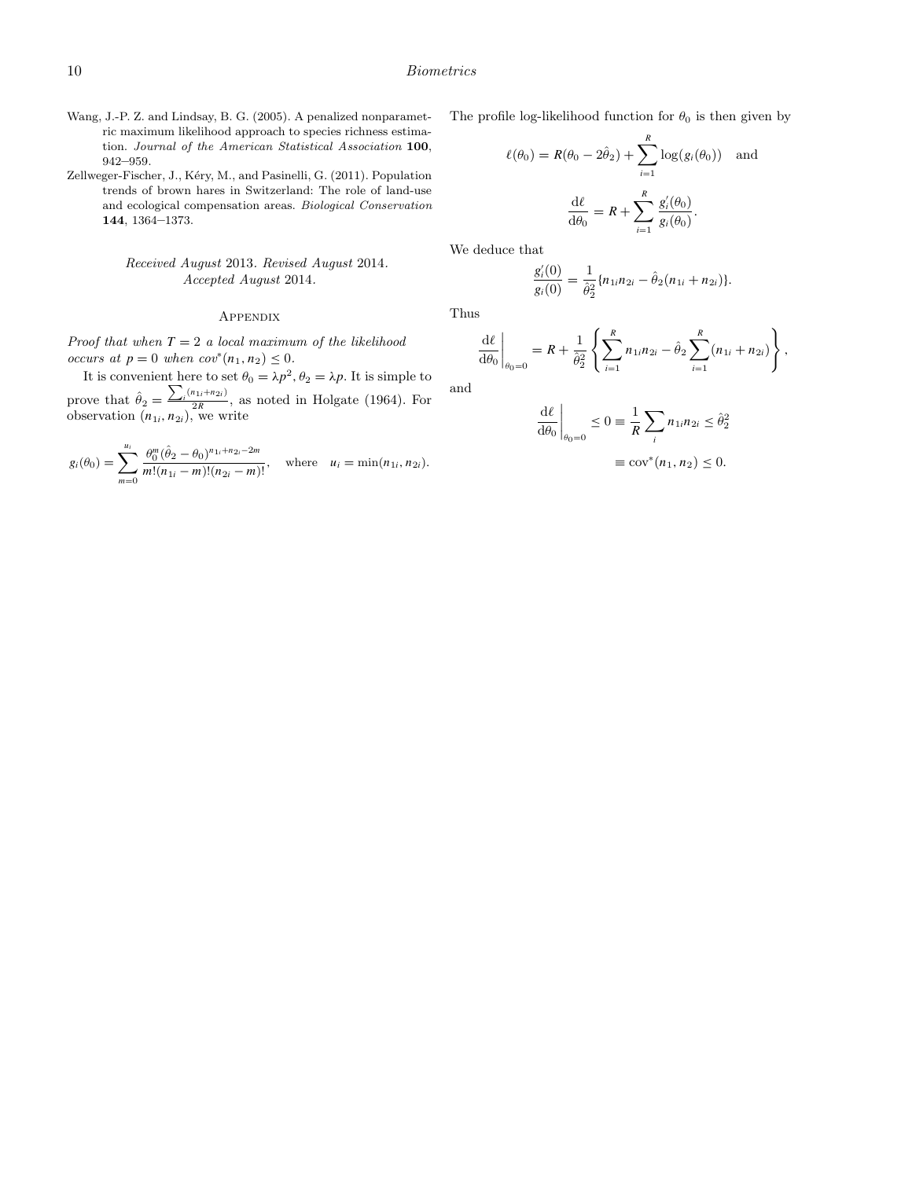Wang, J.-P. Z. and Lindsay, B. G. (2005). A penalized nonparametric maximum likelihood approach to species richness estimation. *Journal of the American Statistical Association* **100**, 942–959.

Zellweger-Fischer, J., Kéry, M., and Pasinelli, G. (2011). Population trends of brown hares in Switzerland: The role of land-use and ecological compensation areas. *Biological Conservation* **144**, 1364–1373.

*Received August* 2013. *Revised August* 2014. *Accepted August* 2014.

## Appendix

*Proof that when $T = 2$ a local maximum of the likelihood occurs at $p = 0$ when $cov^*(n_1, n_2) \leq 0$.*

It is convenient here to set $\theta_0 = \lambda p^2, \theta_2 = \lambda p$. It is simple to prove that $\hat{\theta}_2 = \frac{\sum_i (n_{1i}+n_{2i})}{2R}$, as noted in Holgate (1964). For observation $(n_{1i}, n_{2i})$, we write

$$g_i(\theta_0) = \sum_{m=0}^{u_i} \frac{\theta_0^m (\hat{\theta}_2 - \theta_0)^{n_{1i}+n_{2i}-2m}}{m!(n_{1i}-m)!(n_{2i}-m)!}, \quad \text{where} \quad u_i = \min(n_{1i}, n_{2i}).$$

The profile log-likelihood function for $\theta_0$ is then given by

$$\ell(\theta_0) = R(\theta_0 - 2\hat{\theta}_2) + \sum_{i=1}^{R} \log(g_i(\theta_0)) \quad \text{and}$$

$$\frac{\mathrm{d}\ell}{\mathrm{d}\theta_0} = R + \sum_{i=1}^{R} \frac{g_i'(\theta_0)}{g_i(\theta_0)}.$$

We deduce that

$$\frac{g_i'(0)}{g_i(0)} = \frac{1}{\hat{\theta}_2^2}\{n_{1i}n_{2i} - \hat{\theta}_2(n_{1i} + n_{2i})\}.$$

Thus

$$\left.\frac{\mathrm{d}\ell}{\mathrm{d}\theta_0}\right|_{\theta_0=0} = R + \frac{1}{\hat{\theta}_2^2}\left\{\sum_{i=1}^{R} n_{1i}n_{2i} - \hat{\theta}_2 \sum_{i=1}^{R}(n_{1i} + n_{2i})\right\},$$

and

$$\left.\frac{\mathrm{d}\ell}{\mathrm{d}\theta_0}\right|_{\theta_0=0} \leq 0 \equiv \frac{1}{R}\sum_i n_{1i}n_{2i} \leq \hat{\theta}_2^2$$

$$\equiv \mathrm{cov}^*(n_1, n_2) \leq 0.$$